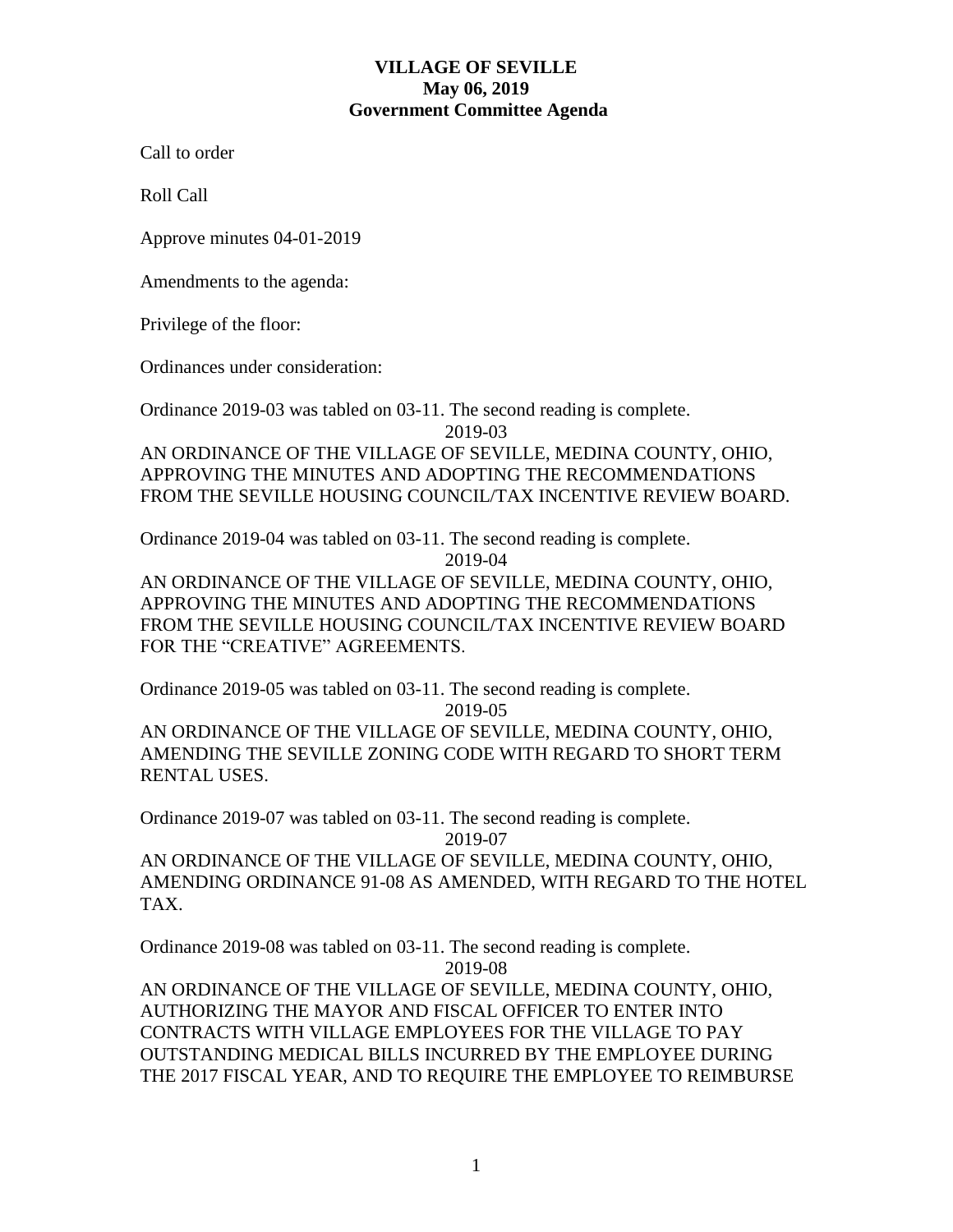# VILLAGE OF SEVILLE
## May 06, 2019
## Government Committee Agenda

Call to order

Roll Call

Approve minutes 04-01-2019

Amendments to the agenda:

Privilege of the floor:

Ordinances under consideration:

Ordinance 2019-03 was tabled on 03-11. The second reading is complete.

2019-03

AN ORDINANCE OF THE VILLAGE OF SEVILLE, MEDINA COUNTY, OHIO, APPROVING THE MINUTES AND ADOPTING THE RECOMMENDATIONS FROM THE SEVILLE HOUSING COUNCIL/TAX INCENTIVE REVIEW BOARD.

Ordinance 2019-04 was tabled on 03-11. The second reading is complete.

2019-04

AN ORDINANCE OF THE VILLAGE OF SEVILLE, MEDINA COUNTY, OHIO, APPROVING THE MINUTES AND ADOPTING THE RECOMMENDATIONS FROM THE SEVILLE HOUSING COUNCIL/TAX INCENTIVE REVIEW BOARD FOR THE "CREATIVE" AGREEMENTS.

Ordinance 2019-05 was tabled on 03-11. The second reading is complete.

2019-05

AN ORDINANCE OF THE VILLAGE OF SEVILLE, MEDINA COUNTY, OHIO, AMENDING THE SEVILLE ZONING CODE WITH REGARD TO SHORT TERM RENTAL USES.

Ordinance 2019-07 was tabled on 03-11. The second reading is complete.

2019-07

AN ORDINANCE OF THE VILLAGE OF SEVILLE, MEDINA COUNTY, OHIO, AMENDING ORDINANCE 91-08 AS AMENDED, WITH REGARD TO THE HOTEL TAX.

Ordinance 2019-08 was tabled on 03-11. The second reading is complete.

2019-08

AN ORDINANCE OF THE VILLAGE OF SEVILLE, MEDINA COUNTY, OHIO, AUTHORIZING THE MAYOR AND FISCAL OFFICER TO ENTER INTO CONTRACTS WITH VILLAGE EMPLOYEES FOR THE VILLAGE TO PAY OUTSTANDING MEDICAL BILLS INCURRED BY THE EMPLOYEE DURING THE 2017 FISCAL YEAR, AND TO REQUIRE THE EMPLOYEE TO REIMBURSE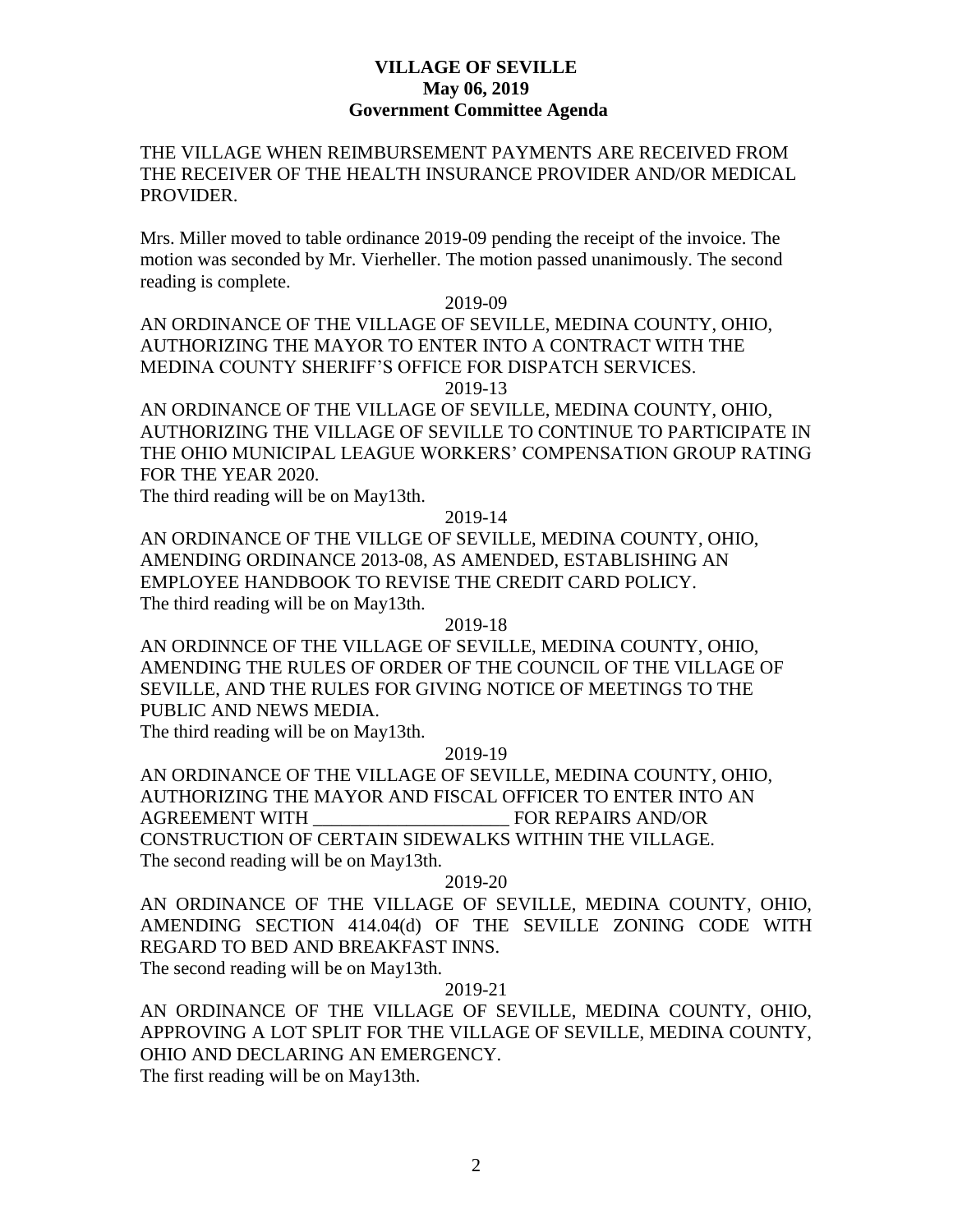THE VILLAGE WHEN REIMBURSEMENT PAYMENTS ARE RECEIVED FROM THE RECEIVER OF THE HEALTH INSURANCE PROVIDER AND/OR MEDICAL PROVIDER.

Mrs. Miller moved to table ordinance 2019-09 pending the receipt of the invoice. The motion was seconded by Mr. Vierheller. The motion passed unanimously. The second reading is complete.

2019-09

AN ORDINANCE OF THE VILLAGE OF SEVILLE, MEDINA COUNTY, OHIO, AUTHORIZING THE MAYOR TO ENTER INTO A CONTRACT WITH THE MEDINA COUNTY SHERIFF'S OFFICE FOR DISPATCH SERVICES.

2019-13

AN ORDINANCE OF THE VILLAGE OF SEVILLE, MEDINA COUNTY, OHIO, AUTHORIZING THE VILLAGE OF SEVILLE TO CONTINUE TO PARTICIPATE IN THE OHIO MUNICIPAL LEAGUE WORKERS' COMPENSATION GROUP RATING FOR THE YEAR 2020.

The third reading will be on May13th.

2019-14

AN ORDINANCE OF THE VILLGE OF SEVILLE, MEDINA COUNTY, OHIO, AMENDING ORDINANCE 2013-08, AS AMENDED, ESTABLISHING AN EMPLOYEE HANDBOOK TO REVISE THE CREDIT CARD POLICY.

The third reading will be on May13th.

2019-18

AN ORDINNCE OF THE VILLAGE OF SEVILLE, MEDINA COUNTY, OHIO, AMENDING THE RULES OF ORDER OF THE COUNCIL OF THE VILLAGE OF SEVILLE, AND THE RULES FOR GIVING NOTICE OF MEETINGS TO THE PUBLIC AND NEWS MEDIA.

The third reading will be on May13th.

2019-19

AN ORDINANCE OF THE VILLAGE OF SEVILLE, MEDINA COUNTY, OHIO, AUTHORIZING THE MAYOR AND FISCAL OFFICER TO ENTER INTO AN AGREEMENT WITH ____________________ FOR REPAIRS AND/OR CONSTRUCTION OF CERTAIN SIDEWALKS WITHIN THE VILLAGE.

The second reading will be on May13th.

2019-20

AN ORDINANCE OF THE VILLAGE OF SEVILLE, MEDINA COUNTY, OHIO, AMENDING SECTION 414.04(d) OF THE SEVILLE ZONING CODE WITH REGARD TO BED AND BREAKFAST INNS.

The second reading will be on May13th.

2019-21

AN ORDINANCE OF THE VILLAGE OF SEVILLE, MEDINA COUNTY, OHIO, APPROVING A LOT SPLIT FOR THE VILLAGE OF SEVILLE, MEDINA COUNTY, OHIO AND DECLARING AN EMERGENCY.

The first reading will be on May13th.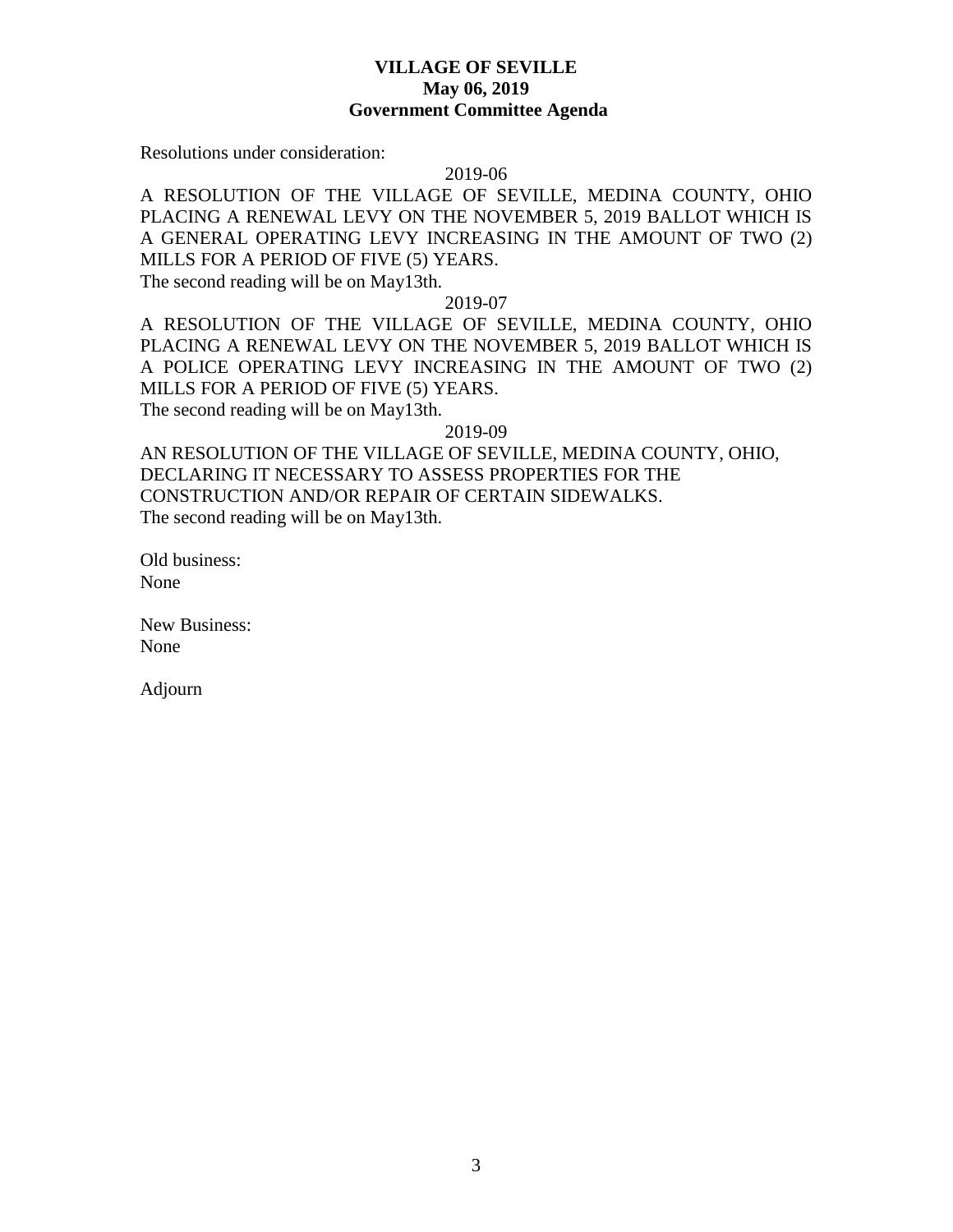**VILLAGE OF SEVILLE**
**May 06, 2019**
**Government Committee Agenda**

Resolutions under consideration:

2019-06

A RESOLUTION OF THE VILLAGE OF SEVILLE, MEDINA COUNTY, OHIO PLACING A RENEWAL LEVY ON THE NOVEMBER 5, 2019 BALLOT WHICH IS A GENERAL OPERATING LEVY INCREASING IN THE AMOUNT OF TWO (2) MILLS FOR A PERIOD OF FIVE (5) YEARS.
The second reading will be on May13th.

2019-07

A RESOLUTION OF THE VILLAGE OF SEVILLE, MEDINA COUNTY, OHIO PLACING A RENEWAL LEVY ON THE NOVEMBER 5, 2019 BALLOT WHICH IS A POLICE OPERATING LEVY INCREASING IN THE AMOUNT OF TWO (2) MILLS FOR A PERIOD OF FIVE (5) YEARS.
The second reading will be on May13th.

2019-09

AN RESOLUTION OF THE VILLAGE OF SEVILLE, MEDINA COUNTY, OHIO, DECLARING IT NECESSARY TO ASSESS PROPERTIES FOR THE CONSTRUCTION AND/OR REPAIR OF CERTAIN SIDEWALKS.
The second reading will be on May13th.

Old business:
None

New Business:
None

Adjourn